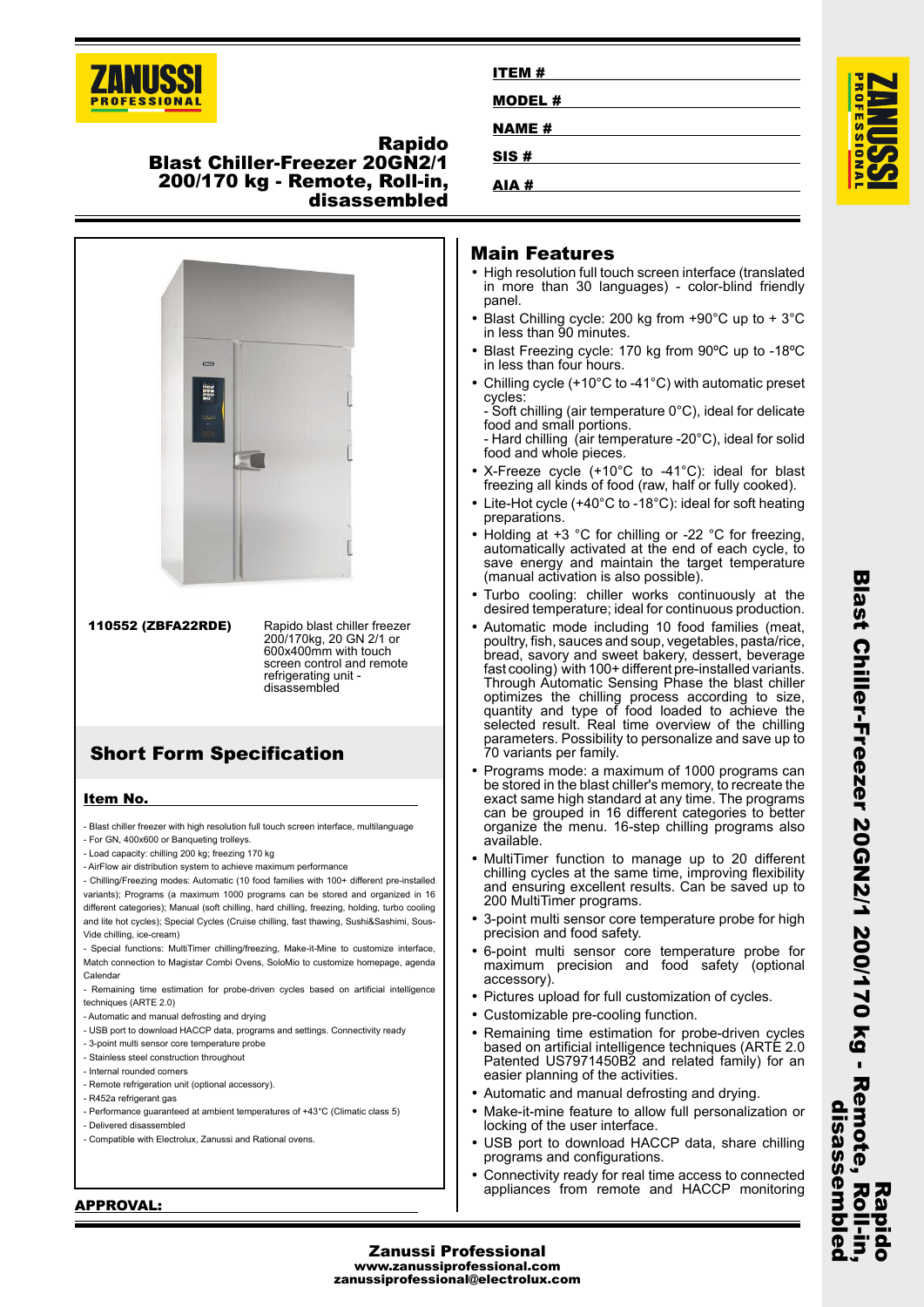# Rapido Blast Chiller-Freezer 20GN2/1 200/170 kg - Remote, Roll-in, disassembled

**ITEM #**

**MODEL #**

**NAME #**

**SIS #**

**AIA #**

**110552 (ZBFA22RDE)** Rapido blast chiller freezer 200/170kg, 20 GN 2/1 or 600x400mm with touch screen control and remote refrigerating unit - disassembled

## Short Form Specification

**Item No.**

- Blast chiller freezer with high resolution full touch screen interface, multilanguage
- For GN, 400x600 or Banqueting trolleys.
- Load capacity: chilling 200 kg; freezing 170 kg
- AirFlow air distribution system to achieve maximum performance
- Chilling/Freezing modes: Automatic (10 food families with 100+ different pre-installed variants); Programs (a maximum 1000 programs can be stored and organized in 16 different categories); Manual (soft chilling, hard chilling, freezing, holding, turbo cooling and lite hot cycles); Special Cycles (Cruise chilling, fast thawing, Sushi&Sashimi, Sous-Vide chilling, ice-cream)
- Special functions: MultiTimer chilling/freezing, Make-it-Mine to customize interface, Match connection to Magistar Combi Ovens, SoloMio to customize homepage, agenda Calendar
- Remaining time estimation for probe-driven cycles based on artificial intelligence techniques (ARTE 2.0)
- Automatic and manual defrosting and drying
- USB port to download HACCP data, programs and settings. Connectivity ready
- 3-point multi sensor core temperature probe
- Stainless steel construction throughout
- Internal rounded corners
- Remote refrigeration unit (optional accessory).
- R452a refrigerant gas
- Performance guaranteed at ambient temperatures of +43°C (Climatic class 5)
- Delivered disassembled
- Compatible with Electrolux, Zanussi and Rational ovens.

**APPROVAL:**

## Main Features

- High resolution full touch screen interface (translated in more than 30 languages) - color-blind friendly panel.
- Blast Chilling cycle: 200 kg from +90°C up to + 3°C in less than 90 minutes.
- Blast Freezing cycle: 170 kg from 90ºC up to -18ºC in less than four hours.
- Chilling cycle (+10°C to -41°C) with automatic preset cycles:
  - Soft chilling (air temperature 0°C), ideal for delicate food and small portions.
  - Hard chilling (air temperature -20°C), ideal for solid food and whole pieces.
- X-Freeze cycle (+10°C to -41°C): ideal for blast freezing all kinds of food (raw, half or fully cooked).
- Lite-Hot cycle (+40°C to -18°C): ideal for soft heating preparations.
- Holding at +3 °C for chilling or -22 °C for freezing, automatically activated at the end of each cycle, to save energy and maintain the target temperature (manual activation is also possible).
- Turbo cooling: chiller works continuously at the desired temperature; ideal for continuous production.
- Automatic mode including 10 food families (meat, poultry, fish, sauces and soup, vegetables, pasta/rice, bread, savory and sweet bakery, dessert, beverage fast cooling) with 100+ different pre-installed variants. Through Automatic Sensing Phase the blast chiller optimizes the chilling process according to size, quantity and type of food loaded to achieve the selected result. Real time overview of the chilling parameters. Possibility to personalize and save up to 70 variants per family.
- Programs mode: a maximum of 1000 programs can be stored in the blast chiller's memory, to recreate the exact same high standard at any time. The programs can be grouped in 16 different categories to better organize the menu. 16-step chilling programs also available.
- MultiTimer function to manage up to 20 different chilling cycles at the same time, improving flexibility and ensuring excellent results. Can be saved up to 200 MultiTimer programs.
- 3-point multi sensor core temperature probe for high precision and food safety.
- 6-point multi sensor core temperature probe for maximum precision and food safety (optional accessory).
- Pictures upload for full customization of cycles.
- Customizable pre-cooling function.
- Remaining time estimation for probe-driven cycles based on artificial intelligence techniques (ARTE 2.0 Patented US7971450B2 and related family) for an easier planning of the activities.
- Automatic and manual defrosting and drying.
- Make-it-mine feature to allow full personalization or locking of the user interface.
- USB port to download HACCP data, share chilling programs and configurations.
- Connectivity ready for real time access to connected appliances from remote and HACCP monitoring

**Zanussi Professional**
www.zanussiprofessional.com
zanussiprofessional@electrolux.com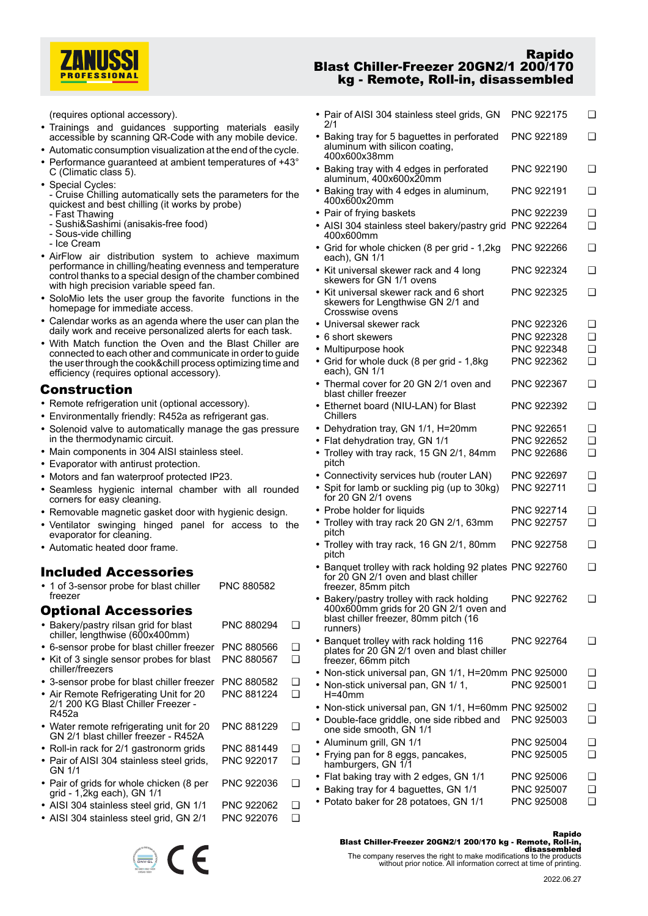(requires optional accessory).

- Trainings and guidances supporting materials easily accessible by scanning QR-Code with any mobile device.
- Automatic consumption visualization at the end of the cycle.
- Performance guaranteed at ambient temperatures of +43° C (Climatic class 5).
- Special Cycles:
  - Cruise Chilling automatically sets the parameters for the quickest and best chilling (it works by probe)
  - Fast Thawing
  - Sushi&Sashimi (anisakis-free food)
  - Sous-vide chilling
  - Ice Cream
- AirFlow air distribution system to achieve maximum performance in chilling/heating evenness and temperature control thanks to a special design of the chamber combined with high precision variable speed fan.
- SoloMio lets the user group the favorite functions in the homepage for immediate access.
- Calendar works as an agenda where the user can plan the daily work and receive personalized alerts for each task.
- With Match function the Oven and the Blast Chiller are connected to each other and communicate in order to guide the user through the cook&chill process optimizing time and efficiency (requires optional accessory).

## Construction

- Remote refrigeration unit (optional accessory).
- Environmentally friendly: R452a as refrigerant gas.
- Solenoid valve to automatically manage the gas pressure in the thermodynamic circuit.
- Main components in 304 AISI stainless steel.
- Evaporator with antirust protection.
- Motors and fan waterproof protected IP23.
- Seamless hygienic internal chamber with all rounded corners for easy cleaning.
- Removable magnetic gasket door with hygienic design.
- Ventilator swinging hinged panel for access to the evaporator for cleaning.
- Automatic heated door frame.

## Included Accessories

- 1 of 3-sensor probe for blast chiller freezer — PNC 880582

## Optional Accessories

- Bakery/pastry rilsan grid for blast chiller, lengthwise (600x400mm) — PNC 880294 ❑
- 6-sensor probe for blast chiller freezer — PNC 880566 ❑
- Kit of 3 single sensor probes for blast chiller/freezers — PNC 880567 ❑
- 3-sensor probe for blast chiller freezer — PNC 880582 ❑
- Air Remote Refrigerating Unit for 20 2/1 200 KG Blast Chiller Freezer - R452a — PNC 881224 ❑
- Water remote refrigerating unit for 20 GN 2/1 blast chiller freezer - R452A — PNC 881229 ❑
- Roll-in rack for 2/1 gastronorm grids — PNC 881449 ❑
- Pair of AISI 304 stainless steel grids, GN 1/1 — PNC 922017 ❑
- Pair of grids for whole chicken (8 per grid - 1,2kg each), GN 1/1 — PNC 922036 ❑
- AISI 304 stainless steel grid, GN 1/1 — PNC 922062 ❑
- AISI 304 stainless steel grid, GN 2/1 — PNC 922076 ❑
- Pair of AISI 304 stainless steel grids, GN 2/1 — PNC 922175 ❑
- Baking tray for 5 baguettes in perforated aluminum with silicon coating, 400x600x38mm — PNC 922189 ❑
- Baking tray with 4 edges in perforated aluminum, 400x600x20mm — PNC 922190 ❑
- Baking tray with 4 edges in aluminum, 400x600x20mm — PNC 922191 ❑
- Pair of frying baskets — PNC 922239 ❑
- AISI 304 stainless steel bakery/pastry grid 400x600mm — PNC 922264 ❑
- Grid for whole chicken (8 per grid - 1,2kg each), GN 1/1 — PNC 922266 ❑
- Kit universal skewer rack and 4 long skewers for GN 1/1 ovens — PNC 922324 ❑
- Kit universal skewer rack and 6 short skewers for Lengthwise GN 2/1 and Crosswise ovens — PNC 922325 ❑
- Universal skewer rack — PNC 922326 ❑
- 6 short skewers — PNC 922328 ❑
- Multipurpose hook — PNC 922348 ❑
- Grid for whole duck (8 per grid - 1,8kg each), GN 1/1 — PNC 922362 ❑
- Thermal cover for 20 GN 2/1 oven and blast chiller freezer — PNC 922367 ❑
- Ethernet board (NIU-LAN) for Blast Chillers — PNC 922392 ❑
- Dehydration tray, GN 1/1, H=20mm — PNC 922651 ❑
- Flat dehydration tray, GN 1/1 — PNC 922652 ❑
- Trolley with tray rack, 15 GN 2/1, 84mm pitch — PNC 922686 ❑
- Connectivity services hub (router LAN) — PNC 922697 ❑
- Spit for lamb or suckling pig (up to 30kg) for 20 GN 2/1 ovens — PNC 922711 ❑
- Probe holder for liquids — PNC 922714 ❑
- Trolley with tray rack 20 GN 2/1, 63mm pitch — PNC 922757 ❑
- Trolley with tray rack, 16 GN 2/1, 80mm pitch — PNC 922758 ❑
- Banquet trolley with rack holding 92 plates for 20 GN 2/1 oven and blast chiller freezer, 85mm pitch — PNC 922760 ❑
- Bakery/pastry trolley with rack holding 400x600mm grids for 20 GN 2/1 oven and blast chiller freezer, 80mm pitch (16 runners) — PNC 922762 ❑
- Banquet trolley with rack holding 116 plates for 20 GN 2/1 oven and blast chiller freezer, 66mm pitch — PNC 922764 ❑
- Non-stick universal pan, GN 1/1, H=20mm — PNC 925000 ❑
- Non-stick universal pan, GN 1/ 1, H=40mm — PNC 925001 ❑
- Non-stick universal pan, GN 1/1, H=60mm — PNC 925002 ❑
- Double-face griddle, one side ribbed and one side smooth, GN 1/1 — PNC 925003 ❑
- Aluminum grill, GN 1/1 — PNC 925004 ❑
- Frying pan for 8 eggs, pancakes, hamburgers, GN 1/1 — PNC 925005 ❑
- Flat baking tray with 2 edges, GN 1/1 — PNC 925006 ❑
- Baking tray for 4 baguettes, GN 1/1 — PNC 925007 ❑
- Potato baker for 28 potatoes, GN 1/1 — PNC 925008 ❑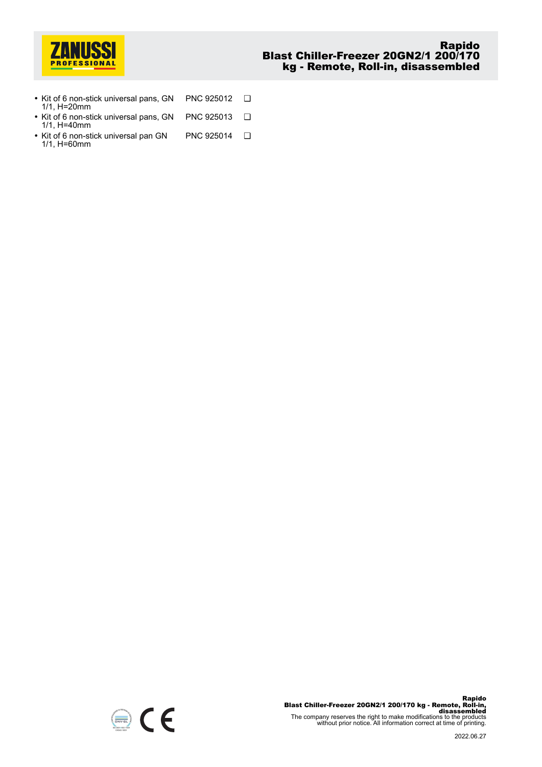- Kit of 6 non-stick universal pans, GN 1/1, H=20mm PNC 925012 ❑
- Kit of 6 non-stick universal pans, GN 1/1, H=40mm PNC 925013 ❑
- Kit of 6 non-stick universal pan GN 1/1, H=60mm PNC 925014 ❑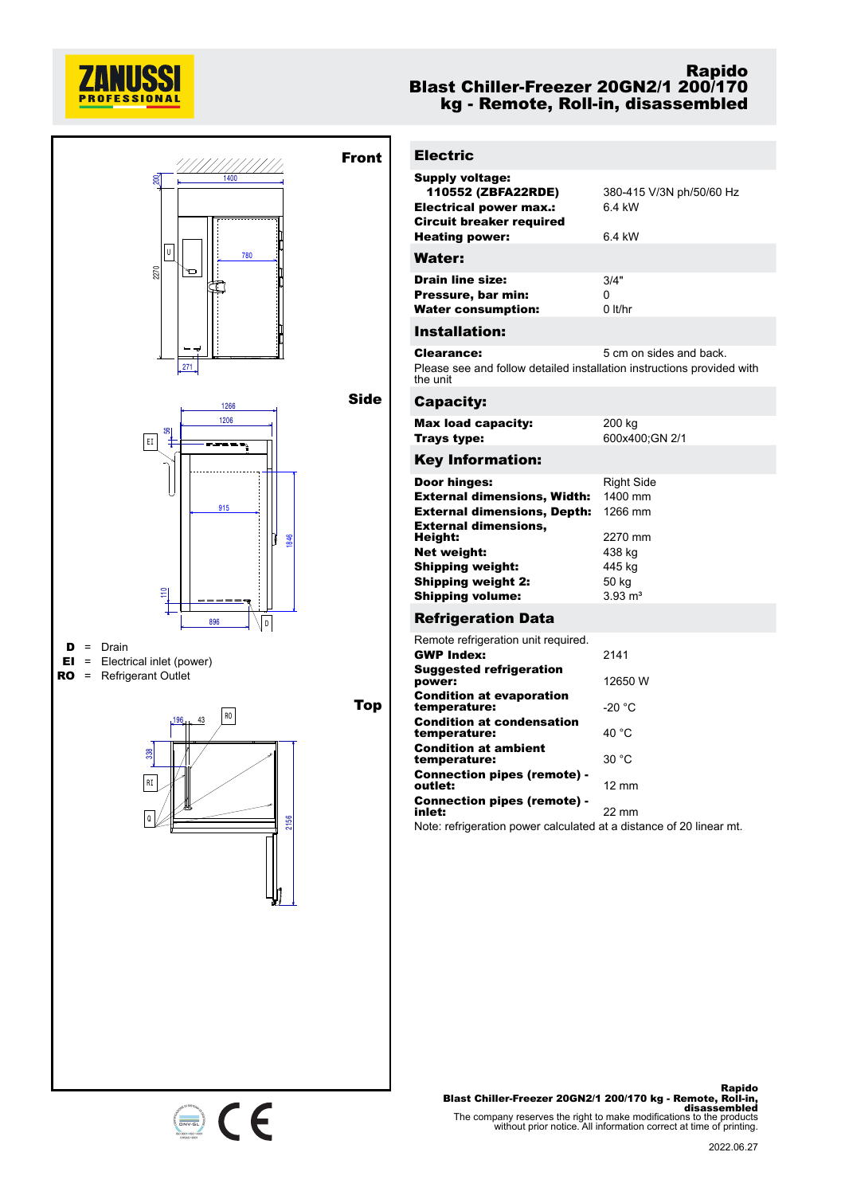# Rapido
# Blast Chiller-Freezer 20GN2/1 200/170 kg - Remote, Roll-in, disassembled

**Front**

1400
200
2270
780
U
271

**Side**

1266
1206
56
EI
915
1846
110
896
D

**D** = Drain
**EI** = Electrical inlet (power)
**RO** = Refrigerant Outlet

**Top**

196
43
RO
338
RI
Q
2156

## Electric

| | |
|---|---|
| **Supply voltage:** | |
| **110552 (ZBFA22RDE)** | 380-415 V/3N ph/50/60 Hz |
| **Electrical power max.:** | 6.4 kW |
| **Circuit breaker required** | |
| **Heating power:** | 6.4 kW |

## Water:

| | |
|---|---|
| **Drain line size:** | 3/4" |
| **Pressure, bar min:** | 0 |
| **Water consumption:** | 0 lt/hr |

## Installation:

| | |
|---|---|
| **Clearance:** | 5 cm on sides and back. |

Please see and follow detailed installation instructions provided with the unit

## Capacity:

| | |
|---|---|
| **Max load capacity:** | 200 kg |
| **Trays type:** | 600x400;GN 2/1 |

## Key Information:

| | |
|---|---|
| **Door hinges:** | Right Side |
| **External dimensions, Width:** | 1400 mm |
| **External dimensions, Depth:** | 1266 mm |
| **External dimensions, Height:** | 2270 mm |
| **Net weight:** | 438 kg |
| **Shipping weight:** | 445 kg |
| **Shipping weight 2:** | 50 kg |
| **Shipping volume:** | 3.93 m³ |

## Refrigeration Data

Remote refrigeration unit required.

| | |
|---|---|
| **GWP Index:** | 2141 |
| **Suggested refrigeration power:** | 12650 W |
| **Condition at evaporation temperature:** | -20 °C |
| **Condition at condensation temperature:** | 40 °C |
| **Condition at ambient temperature:** | 30 °C |
| **Connection pipes (remote) - outlet:** | 12 mm |
| **Connection pipes (remote) - inlet:** | 22 mm |

Note: refrigeration power calculated at a distance of 20 linear mt.

The company reserves the right to make modifications to the products without prior notice. All information correct at time of printing.

2022.06.27